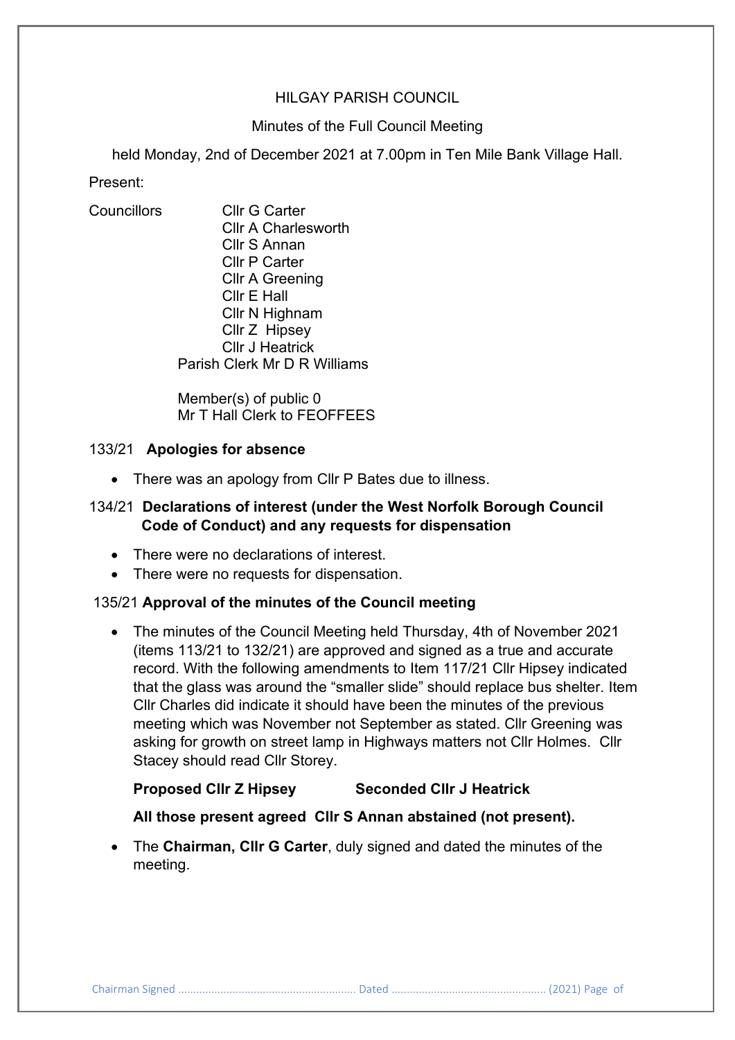# HILGAY PARISH COUNCIL

Minutes of the Full Council Meeting

held Monday, 2nd of December 2021 at 7.00pm in Ten Mile Bank Village Hall.

Present:

Councillors
Cllr G Carter
Cllr A Charlesworth
Cllr S Annan
Cllr P Carter
Cllr A Greening
Cllr E Hall
Cllr N Highnam
Cllr Z Hipsey
Cllr J Heatrick
Parish Clerk Mr D R Williams

Member(s) of public 0
Mr T Hall Clerk to FEOFFEES

## 133/21 Apologies for absence

- There was an apology from Cllr P Bates due to illness.

## 134/21 Declarations of interest (under the West Norfolk Borough Council Code of Conduct) and any requests for dispensation

- There were no declarations of interest.
- There were no requests for dispensation.

## 135/21 Approval of the minutes of the Council meeting

- The minutes of the Council Meeting held Thursday, 4th of November 2021 (items 113/21 to 132/21) are approved and signed as a true and accurate record. With the following amendments to Item 117/21 Cllr Hipsey indicated that the glass was around the "smaller slide" should replace bus shelter. Item Cllr Charles did indicate it should have been the minutes of the previous meeting which was November not September as stated. Cllr Greening was asking for growth on street lamp in Highways matters not Cllr Holmes. Cllr Stacey should read Cllr Storey.

  **Proposed Cllr Z Hipsey Seconded Cllr J Heatrick**

  **All those present agreed Cllr S Annan abstained (not present).**

- The **Chairman, Cllr G Carter**, duly signed and dated the minutes of the meeting.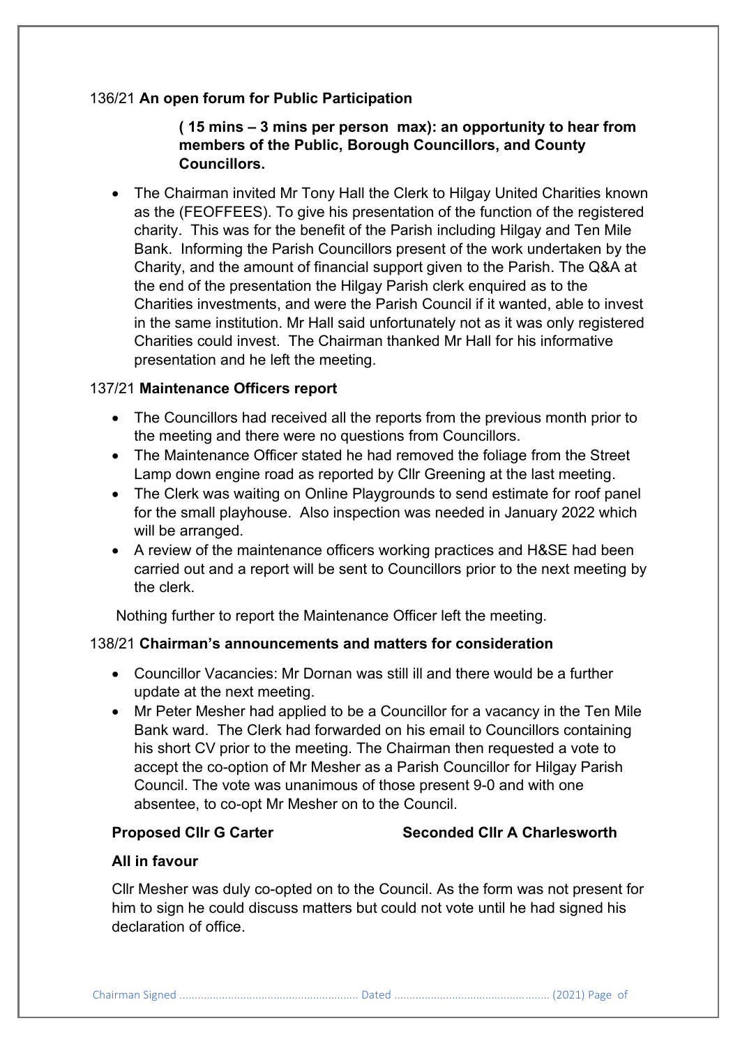136/21 **An open forum for Public Participation**

**( 15 mins – 3 mins per person max): an opportunity to hear from members of the Public, Borough Councillors, and County Councillors.**

- The Chairman invited Mr Tony Hall the Clerk to Hilgay United Charities known as the (FEOFFEES). To give his presentation of the function of the registered charity. This was for the benefit of the Parish including Hilgay and Ten Mile Bank. Informing the Parish Councillors present of the work undertaken by the Charity, and the amount of financial support given to the Parish. The Q&A at the end of the presentation the Hilgay Parish clerk enquired as to the Charities investments, and were the Parish Council if it wanted, able to invest in the same institution. Mr Hall said unfortunately not as it was only registered Charities could invest. The Chairman thanked Mr Hall for his informative presentation and he left the meeting.

137/21 **Maintenance Officers report**

- The Councillors had received all the reports from the previous month prior to the meeting and there were no questions from Councillors.
- The Maintenance Officer stated he had removed the foliage from the Street Lamp down engine road as reported by Cllr Greening at the last meeting.
- The Clerk was waiting on Online Playgrounds to send estimate for roof panel for the small playhouse. Also inspection was needed in January 2022 which will be arranged.
- A review of the maintenance officers working practices and H&SE had been carried out and a report will be sent to Councillors prior to the next meeting by the clerk.

Nothing further to report the Maintenance Officer left the meeting.

138/21 **Chairman's announcements and matters for consideration**

- Councillor Vacancies: Mr Dornan was still ill and there would be a further update at the next meeting.
- Mr Peter Mesher had applied to be a Councillor for a vacancy in the Ten Mile Bank ward. The Clerk had forwarded on his email to Councillors containing his short CV prior to the meeting. The Chairman then requested a vote to accept the co-option of Mr Mesher as a Parish Councillor for Hilgay Parish Council. The vote was unanimous of those present 9-0 and with one absentee, to co-opt Mr Mesher on to the Council.

**Proposed Cllr G Carter** **Seconded Cllr A Charlesworth**

**All in favour**

Cllr Mesher was duly co-opted on to the Council. As the form was not present for him to sign he could discuss matters but could not vote until he had signed his declaration of office.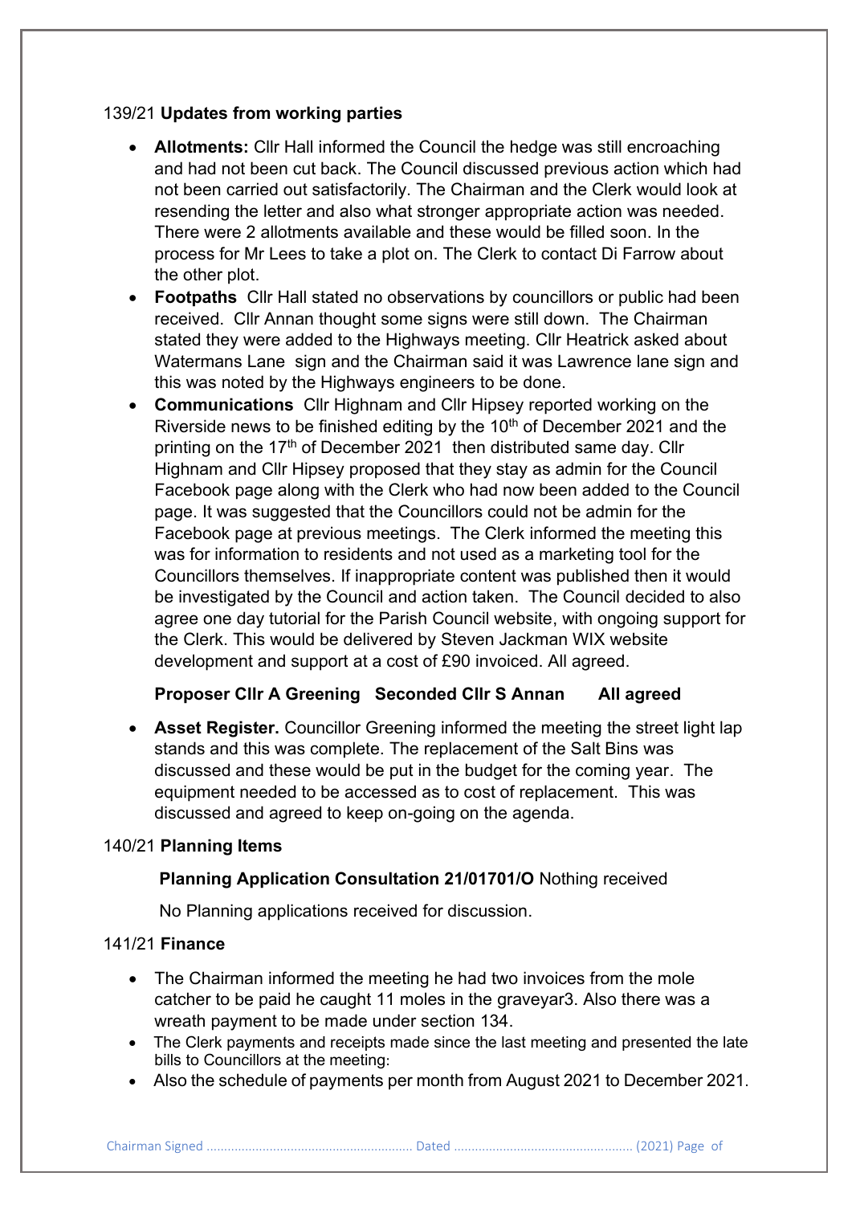139/21 **Updates from working parties**

- **Allotments:** Cllr Hall informed the Council the hedge was still encroaching and had not been cut back. The Council discussed previous action which had not been carried out satisfactorily. The Chairman and the Clerk would look at resending the letter and also what stronger appropriate action was needed. There were 2 allotments available and these would be filled soon. In the process for Mr Lees to take a plot on. The Clerk to contact Di Farrow about the other plot.
- **Footpaths** Cllr Hall stated no observations by councillors or public had been received. Cllr Annan thought some signs were still down. The Chairman stated they were added to the Highways meeting. Cllr Heatrick asked about Watermans Lane sign and the Chairman said it was Lawrence lane sign and this was noted by the Highways engineers to be done.
- **Communications** Cllr Highnam and Cllr Hipsey reported working on the Riverside news to be finished editing by the 10th of December 2021 and the printing on the 17th of December 2021 then distributed same day. Cllr Highnam and Cllr Hipsey proposed that they stay as admin for the Council Facebook page along with the Clerk who had now been added to the Council page. It was suggested that the Councillors could not be admin for the Facebook page at previous meetings. The Clerk informed the meeting this was for information to residents and not used as a marketing tool for the Councillors themselves. If inappropriate content was published then it would be investigated by the Council and action taken. The Council decided to also agree one day tutorial for the Parish Council website, with ongoing support for the Clerk. This would be delivered by Steven Jackman WIX website development and support at a cost of £90 invoiced. All agreed.

  **Proposer Cllr A Greening Seconded Cllr S Annan All agreed**

- **Asset Register.** Councillor Greening informed the meeting the street light lap stands and this was complete. The replacement of the Salt Bins was discussed and these would be put in the budget for the coming year. The equipment needed to be accessed as to cost of replacement. This was discussed and agreed to keep on-going on the agenda.

140/21 **Planning Items**

**Planning Application Consultation 21/01701/O** Nothing received

No Planning applications received for discussion.

141/21 **Finance**

- The Chairman informed the meeting he had two invoices from the mole catcher to be paid he caught 11 moles in the graveyar3. Also there was a wreath payment to be made under section 134.
- The Clerk payments and receipts made since the last meeting and presented the late bills to Councillors at the meeting:
- Also the schedule of payments per month from August 2021 to December 2021.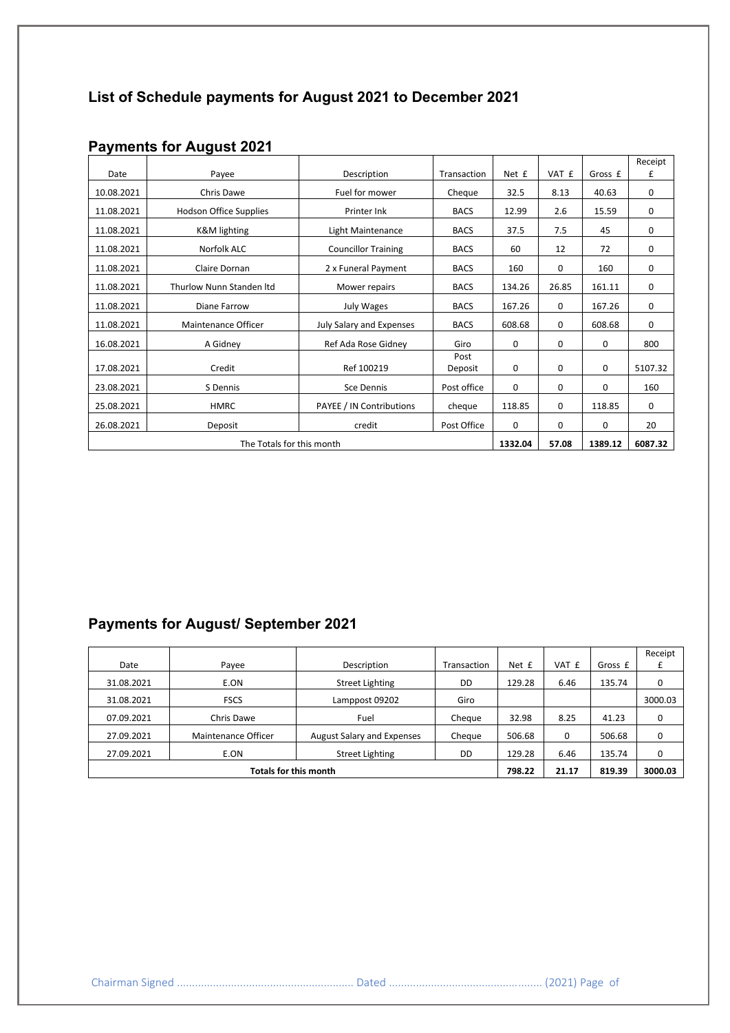## List of Schedule payments for August 2021 to December 2021

### Payments for August 2021

| Date | Payee | Description | Transaction | Net £ | VAT £ | Gross £ | Receipt £ |
|---|---|---|---|---|---|---|---|
| 10.08.2021 | Chris Dawe | Fuel for mower | Cheque | 32.5 | 8.13 | 40.63 | 0 |
| 11.08.2021 | Hodson Office Supplies | Printer Ink | BACS | 12.99 | 2.6 | 15.59 | 0 |
| 11.08.2021 | K&M lighting | Light Maintenance | BACS | 37.5 | 7.5 | 45 | 0 |
| 11.08.2021 | Norfolk ALC | Councillor Training | BACS | 60 | 12 | 72 | 0 |
| 11.08.2021 | Claire Dornan | 2 x Funeral Payment | BACS | 160 | 0 | 160 | 0 |
| 11.08.2021 | Thurlow Nunn Standen ltd | Mower repairs | BACS | 134.26 | 26.85 | 161.11 | 0 |
| 11.08.2021 | Diane Farrow | July Wages | BACS | 167.26 | 0 | 167.26 | 0 |
| 11.08.2021 | Maintenance Officer | July Salary and Expenses | BACS | 608.68 | 0 | 608.68 | 0 |
| 16.08.2021 | A Gidney | Ref Ada Rose Gidney | Giro | 0 | 0 | 0 | 800 |
| 17.08.2021 | Credit | Ref 100219 | Post Deposit | 0 | 0 | 0 | 5107.32 |
| 23.08.2021 | S Dennis | Sce Dennis | Post office | 0 | 0 | 0 | 160 |
| 25.08.2021 | HMRC | PAYEE / IN Contributions | cheque | 118.85 | 0 | 118.85 | 0 |
| 26.08.2021 | Deposit | credit | Post Office | 0 | 0 | 0 | 20 |
| The Totals for this month | | | | **1332.04** | **57.08** | **1389.12** | **6087.32** |

### Payments for August/ September 2021

| Date | Payee | Description | Transaction | Net £ | VAT £ | Gross £ | Receipt £ |
|---|---|---|---|---|---|---|---|
| 31.08.2021 | E.ON | Street Lighting | DD | 129.28 | 6.46 | 135.74 | 0 |
| 31.08.2021 | FSCS | Lamppost 09202 | Giro | | | | 3000.03 |
| 07.09.2021 | Chris Dawe | Fuel | Cheque | 32.98 | 8.25 | 41.23 | 0 |
| 27.09.2021 | Maintenance Officer | August Salary and Expenses | Cheque | 506.68 | 0 | 506.68 | 0 |
| 27.09.2021 | E.ON | Street Lighting | DD | 129.28 | 6.46 | 135.74 | 0 |
| **Totals for this month** | | | | **798.22** | **21.17** | **819.39** | **3000.03** |

Chairman Signed ........................................................... Dated .................................................. (2021)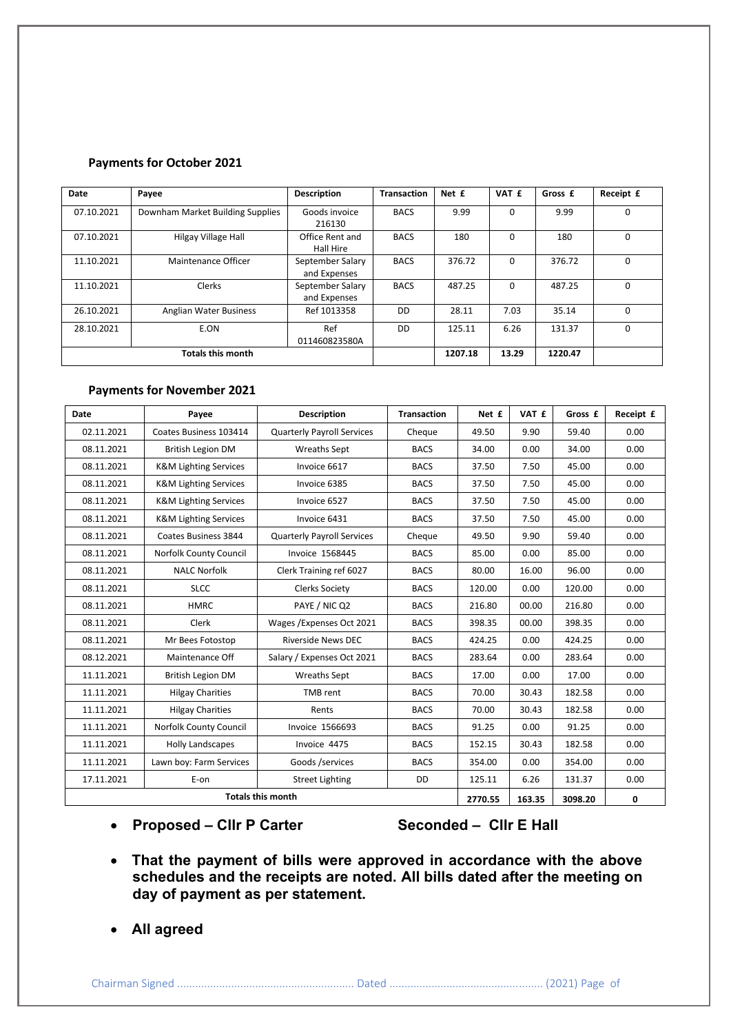**Payments for October 2021**

| Date | Payee | Description | Transaction | Net £ | VAT £ | Gross £ | Receipt £ |
|---|---|---|---|---|---|---|---|
| 07.10.2021 | Downham Market Building Supplies | Goods invoice 216130 | BACS | 9.99 | 0 | 9.99 | 0 |
| 07.10.2021 | Hilgay Village Hall | Office Rent and Hall Hire | BACS | 180 | 0 | 180 | 0 |
| 11.10.2021 | Maintenance Officer | September Salary and Expenses | BACS | 376.72 | 0 | 376.72 | 0 |
| 11.10.2021 | Clerks | September Salary and Expenses | BACS | 487.25 | 0 | 487.25 | 0 |
| 26.10.2021 | Anglian Water Business | Ref 1013358 | DD | 28.11 | 7.03 | 35.14 | 0 |
| 28.10.2021 | E.ON | Ref 011460823580A | DD | 125.11 | 6.26 | 131.37 | 0 |
| **Totals this month** | | | | **1207.18** | **13.29** | **1220.47** | |

**Payments for November 2021**

| Date | Payee | Description | Transaction | Net £ | VAT £ | Gross £ | Receipt £ |
|---|---|---|---|---|---|---|---|
| 02.11.2021 | Coates Business 103414 | Quarterly Payroll Services | Cheque | 49.50 | 9.90 | 59.40 | 0.00 |
| 08.11.2021 | British Legion DM | Wreaths Sept | BACS | 34.00 | 0.00 | 34.00 | 0.00 |
| 08.11.2021 | K&M Lighting Services | Invoice 6617 | BACS | 37.50 | 7.50 | 45.00 | 0.00 |
| 08.11.2021 | K&M Lighting Services | Invoice 6385 | BACS | 37.50 | 7.50 | 45.00 | 0.00 |
| 08.11.2021 | K&M Lighting Services | Invoice 6527 | BACS | 37.50 | 7.50 | 45.00 | 0.00 |
| 08.11.2021 | K&M Lighting Services | Invoice 6431 | BACS | 37.50 | 7.50 | 45.00 | 0.00 |
| 08.11.2021 | Coates Business 3844 | Quarterly Payroll Services | Cheque | 49.50 | 9.90 | 59.40 | 0.00 |
| 08.11.2021 | Norfolk County Council | Invoice 1568445 | BACS | 85.00 | 0.00 | 85.00 | 0.00 |
| 08.11.2021 | NALC Norfolk | Clerk Training ref 6027 | BACS | 80.00 | 16.00 | 96.00 | 0.00 |
| 08.11.2021 | SLCC | Clerks Society | BACS | 120.00 | 0.00 | 120.00 | 0.00 |
| 08.11.2021 | HMRC | PAYE / NIC Q2 | BACS | 216.80 | 00.00 | 216.80 | 0.00 |
| 08.11.2021 | Clerk | Wages /Expenses Oct 2021 | BACS | 398.35 | 00.00 | 398.35 | 0.00 |
| 08.11.2021 | Mr Bees Fotostop | Riverside News DEC | BACS | 424.25 | 0.00 | 424.25 | 0.00 |
| 08.12.2021 | Maintenance Off | Salary / Expenses Oct 2021 | BACS | 283.64 | 0.00 | 283.64 | 0.00 |
| 11.11.2021 | British Legion DM | Wreaths Sept | BACS | 17.00 | 0.00 | 17.00 | 0.00 |
| 11.11.2021 | Hilgay Charities | TMB rent | BACS | 70.00 | 30.43 | 182.58 | 0.00 |
| 11.11.2021 | Hilgay Charities | Rents | BACS | 70.00 | 30.43 | 182.58 | 0.00 |
| 11.11.2021 | Norfolk County Council | Invoice 1566693 | BACS | 91.25 | 0.00 | 91.25 | 0.00 |
| 11.11.2021 | Holly Landscapes | Invoice 4475 | BACS | 152.15 | 30.43 | 182.58 | 0.00 |
| 11.11.2021 | Lawn boy: Farm Services | Goods /services | BACS | 354.00 | 0.00 | 354.00 | 0.00 |
| 17.11.2021 | E-on | Street Lighting | DD | 125.11 | 6.26 | 131.37 | 0.00 |
| **Totals this month** | | | | **2770.55** | **163.35** | **3098.20** | **0** |

- **Proposed – Cllr P Carter** **Seconded – Cllr E Hall**
- **That the payment of bills were approved in accordance with the above schedules and the receipts are noted. All bills dated after the meeting on day of payment as per statement.**
- **All agreed**

Chairman Signed ........................................................... Dated .................................................. (2021)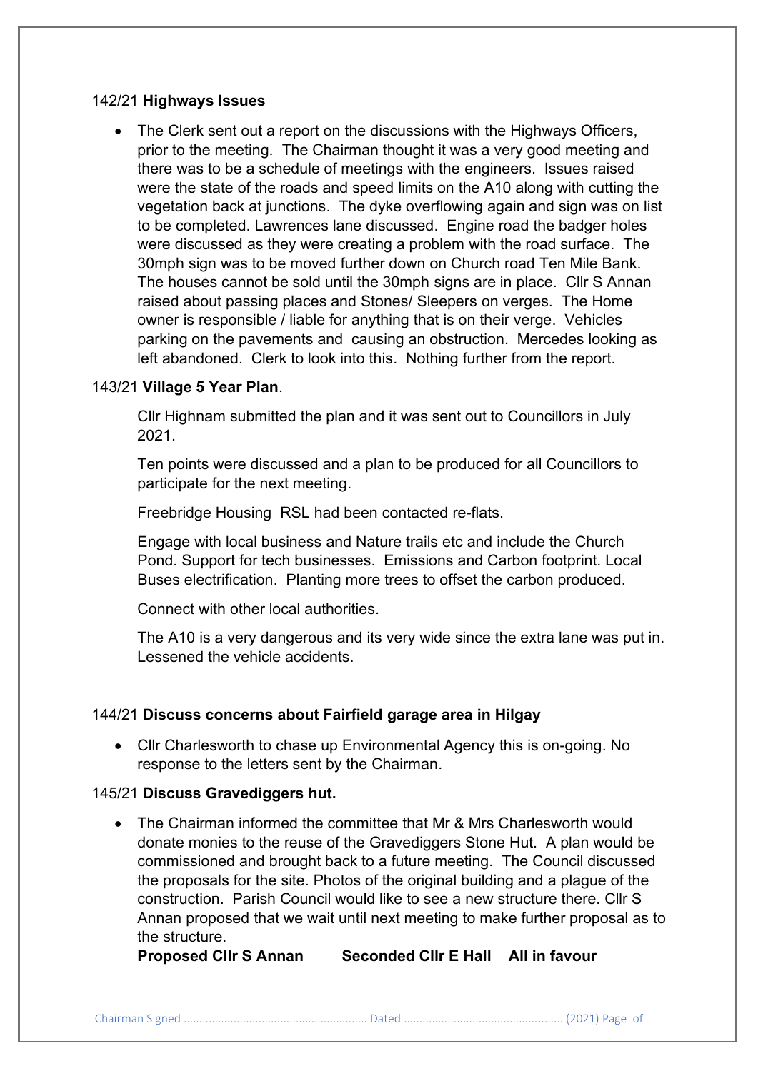142/21 **Highways Issues**

- The Clerk sent out a report on the discussions with the Highways Officers, prior to the meeting. The Chairman thought it was a very good meeting and there was to be a schedule of meetings with the engineers. Issues raised were the state of the roads and speed limits on the A10 along with cutting the vegetation back at junctions. The dyke overflowing again and sign was on list to be completed. Lawrences lane discussed. Engine road the badger holes were discussed as they were creating a problem with the road surface. The 30mph sign was to be moved further down on Church road Ten Mile Bank. The houses cannot be sold until the 30mph signs are in place. Cllr S Annan raised about passing places and Stones/ Sleepers on verges. The Home owner is responsible / liable for anything that is on their verge. Vehicles parking on the pavements and causing an obstruction. Mercedes looking as left abandoned. Clerk to look into this. Nothing further from the report.

143/21 **Village 5 Year Plan**.

Cllr Highnam submitted the plan and it was sent out to Councillors in July 2021.

Ten points were discussed and a plan to be produced for all Councillors to participate for the next meeting.

Freebridge Housing RSL had been contacted re-flats.

Engage with local business and Nature trails etc and include the Church Pond. Support for tech businesses. Emissions and Carbon footprint. Local Buses electrification. Planting more trees to offset the carbon produced.

Connect with other local authorities.

The A10 is a very dangerous and its very wide since the extra lane was put in. Lessened the vehicle accidents.

144/21 **Discuss concerns about Fairfield garage area in Hilgay**

- Cllr Charlesworth to chase up Environmental Agency this is on-going. No response to the letters sent by the Chairman.

145/21 **Discuss Gravediggers hut.**

- The Chairman informed the committee that Mr & Mrs Charlesworth would donate monies to the reuse of the Gravediggers Stone Hut. A plan would be commissioned and brought back to a future meeting. The Council discussed the proposals for the site. Photos of the original building and a plague of the construction. Parish Council would like to see a new structure there. Cllr S Annan proposed that we wait until next meeting to make further proposal as to the structure.

  **Proposed Cllr S Annan Seconded Cllr E Hall All in favour**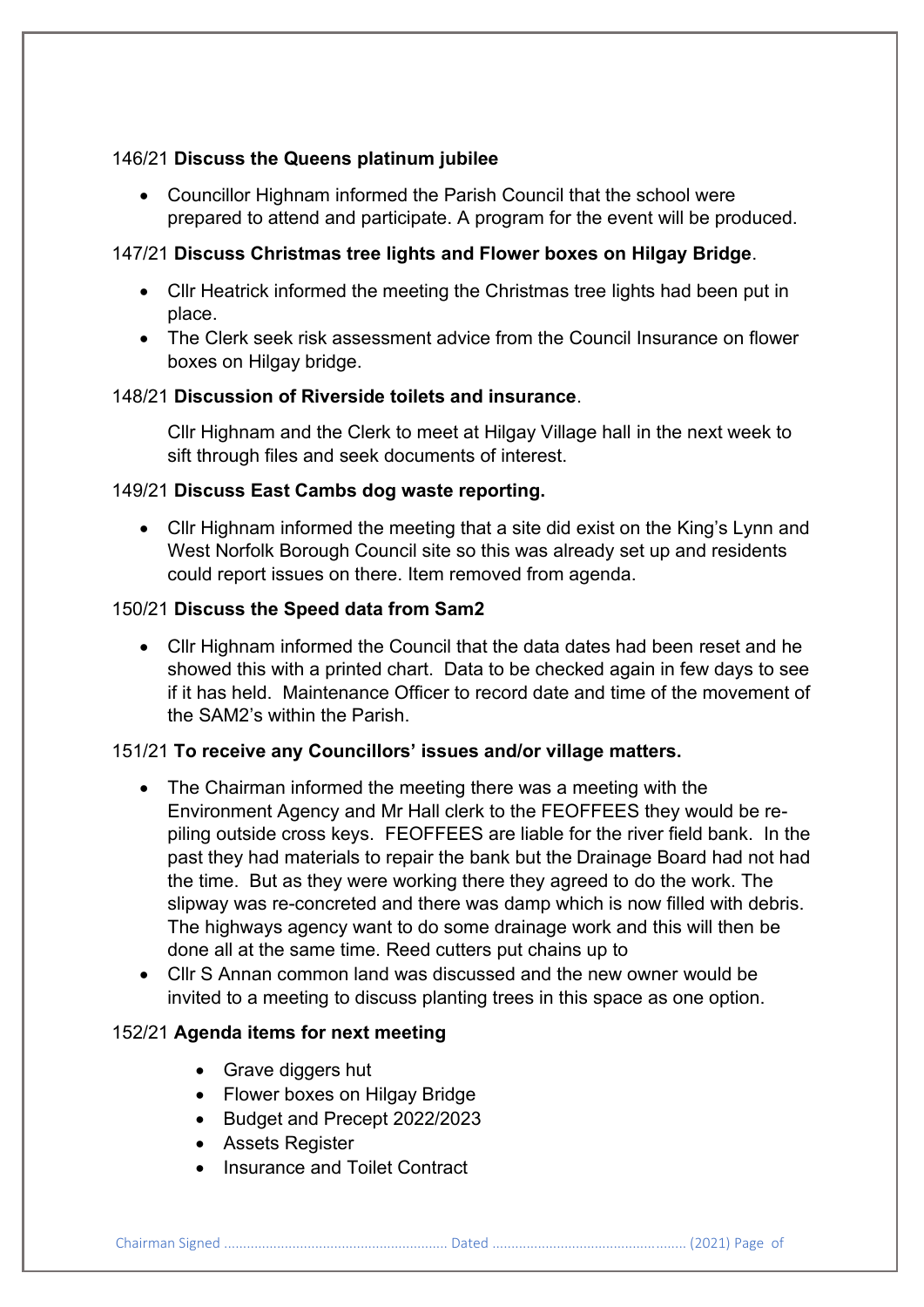146/21 **Discuss the Queens platinum jubilee**

- Councillor Highnam informed the Parish Council that the school were prepared to attend and participate. A program for the event will be produced.

147/21 **Discuss Christmas tree lights and Flower boxes on Hilgay Bridge**.

- Cllr Heatrick informed the meeting the Christmas tree lights had been put in place.
- The Clerk seek risk assessment advice from the Council Insurance on flower boxes on Hilgay bridge.

148/21 **Discussion of Riverside toilets and insurance**.

Cllr Highnam and the Clerk to meet at Hilgay Village hall in the next week to sift through files and seek documents of interest.

149/21 **Discuss East Cambs dog waste reporting.**

- Cllr Highnam informed the meeting that a site did exist on the King's Lynn and West Norfolk Borough Council site so this was already set up and residents could report issues on there. Item removed from agenda.

150/21 **Discuss the Speed data from Sam2**

- Cllr Highnam informed the Council that the data dates had been reset and he showed this with a printed chart. Data to be checked again in few days to see if it has held. Maintenance Officer to record date and time of the movement of the SAM2's within the Parish.

151/21 **To receive any Councillors' issues and/or village matters.**

- The Chairman informed the meeting there was a meeting with the Environment Agency and Mr Hall clerk to the FEOFFEES they would be re-piling outside cross keys. FEOFFEES are liable for the river field bank. In the past they had materials to repair the bank but the Drainage Board had not had the time. But as they were working there they agreed to do the work. The slipway was re-concreted and there was damp which is now filled with debris. The highways agency want to do some drainage work and this will then be done all at the same time. Reed cutters put chains up to
- Cllr S Annan common land was discussed and the new owner would be invited to a meeting to discuss planting trees in this space as one option.

152/21 **Agenda items for next meeting**

- Grave diggers hut
- Flower boxes on Hilgay Bridge
- Budget and Precept 2022/2023
- Assets Register
- Insurance and Toilet Contract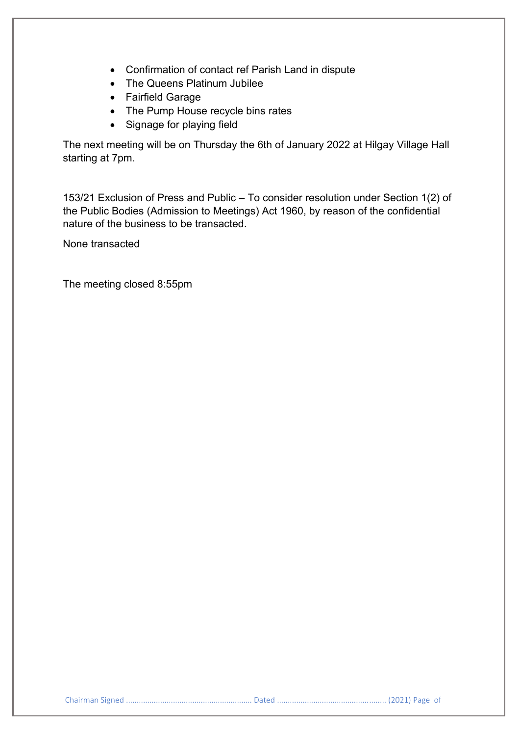- Confirmation of contact ref Parish Land in dispute
- The Queens Platinum Jubilee
- Fairfield Garage
- The Pump House recycle bins rates
- Signage for playing field

The next meeting will be on Thursday the 6th of January 2022 at Hilgay Village Hall starting at 7pm.

153/21 Exclusion of Press and Public – To consider resolution under Section 1(2) of the Public Bodies (Admission to Meetings) Act 1960, by reason of the confidential nature of the business to be transacted.

None transacted

The meeting closed 8:55pm